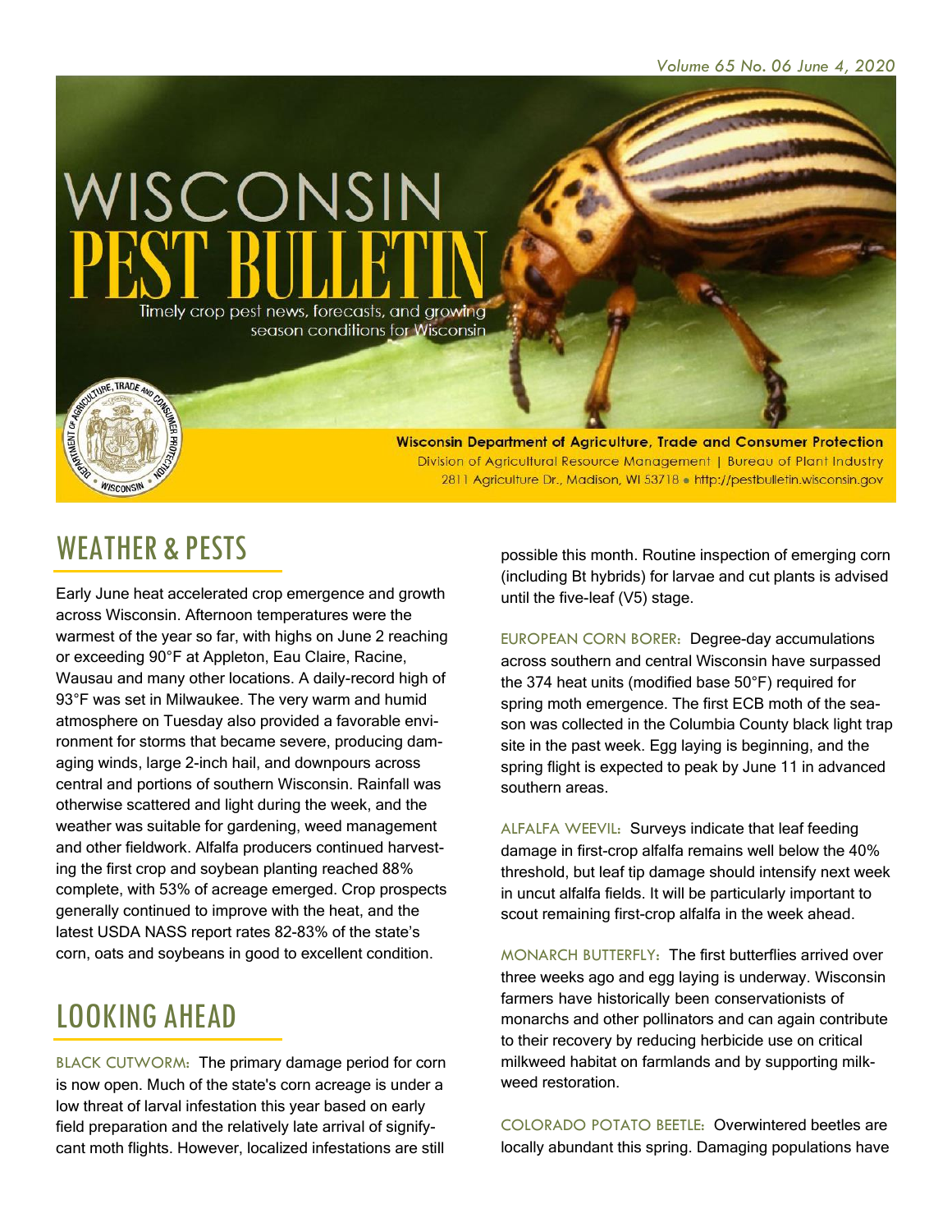# WISCONSIN PEST BULLETIN

Timely crop pest news, forecasts, and growing season conditions for Wisconsin

Volume 65 No. 06 June 4, 2020

**Wisconsin Department of Agriculture, Trade and Consumer Protection**
Division of Agricultural Resource Management | Bureau of Plant Industry
2811 Agriculture Dr., Madison, WI 53718 • http://pestbulletin.wisconsin.gov

## WEATHER & PESTS

Early June heat accelerated crop emergence and growth across Wisconsin. Afternoon temperatures were the warmest of the year so far, with highs on June 2 reaching or exceeding 90°F at Appleton, Eau Claire, Racine, Wausau and many other locations. A daily-record high of 93°F was set in Milwaukee. The very warm and humid atmosphere on Tuesday also provided a favorable environment for storms that became severe, producing damaging winds, large 2-inch hail, and downpours across central and portions of southern Wisconsin. Rainfall was otherwise scattered and light during the week, and the weather was suitable for gardening, weed management and other fieldwork. Alfalfa producers continued harvesting the first crop and soybean planting reached 88% complete, with 53% of acreage emerged. Crop prospects generally continued to improve with the heat, and the latest USDA NASS report rates 82-83% of the state's corn, oats and soybeans in good to excellent condition.

## LOOKING AHEAD

BLACK CUTWORM: The primary damage period for corn is now open. Much of the state's corn acreage is under a low threat of larval infestation this year based on early field preparation and the relatively late arrival of significant moth flights. However, localized infestations are still possible this month. Routine inspection of emerging corn (including Bt hybrids) for larvae and cut plants is advised until the five-leaf (V5) stage.

EUROPEAN CORN BORER: Degree-day accumulations across southern and central Wisconsin have surpassed the 374 heat units (modified base 50°F) required for spring moth emergence. The first ECB moth of the season was collected in the Columbia County black light trap site in the past week. Egg laying is beginning, and the spring flight is expected to peak by June 11 in advanced southern areas.

ALFALFA WEEVIL: Surveys indicate that leaf feeding damage in first-crop alfalfa remains well below the 40% threshold, but leaf tip damage should intensify next week in uncut alfalfa fields. It will be particularly important to scout remaining first-crop alfalfa in the week ahead.

MONARCH BUTTERFLY: The first butterflies arrived over three weeks ago and egg laying is underway. Wisconsin farmers have historically been conservationists of monarchs and other pollinators and can again contribute to their recovery by reducing herbicide use on critical milkweed habitat on farmlands and by supporting milkweed restoration.

COLORADO POTATO BEETLE: Overwintered beetles are locally abundant this spring. Damaging populations have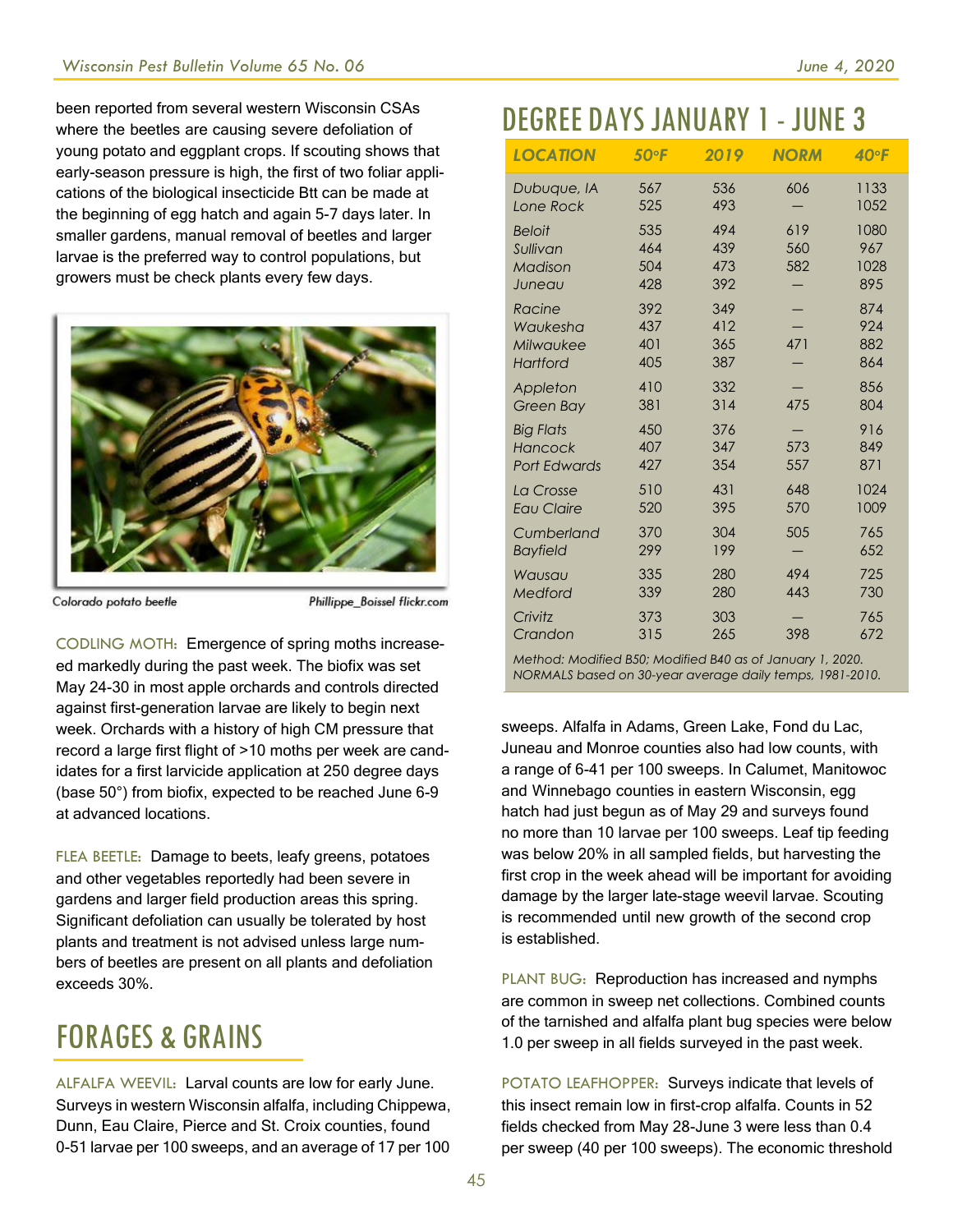been reported from several western Wisconsin CSAs where the beetles are causing severe defoliation of young potato and eggplant crops. If scouting shows that early-season pressure is high, the first of two foliar applications of the biological insecticide Btt can be made at the beginning of egg hatch and again 5-7 days later. In smaller gardens, manual removal of beetles and larger larvae is the preferred way to control populations, but growers must be check plants every few days.

Colorado potato beetle    Phillippe_Boissel flickr.com

CODLING MOTH: Emergence of spring moths increaseed markedly during the past week. The biofix was set May 24-30 in most apple orchards and controls directed against first-generation larvae are likely to begin next week. Orchards with a history of high CM pressure that record a large first flight of >10 moths per week are candidates for a first larvicide application at 250 degree days (base 50°) from biofix, expected to be reached June 6-9 at advanced locations.

FLEA BEETLE: Damage to beets, leafy greens, potatoes and other vegetables reportedly had been severe in gardens and larger field production areas this spring. Significant defoliation can usually be tolerated by host plants and treatment is not advised unless large numbers of beetles are present on all plants and defoliation exceeds 30%.

## FORAGES & GRAINS

ALFALFA WEEVIL: Larval counts are low for early June. Surveys in western Wisconsin alfalfa, including Chippewa, Dunn, Eau Claire, Pierce and St. Croix counties, found 0-51 larvae per 100 sweeps, and an average of 17 per 100 sweeps. Alfalfa in Adams, Green Lake, Fond du Lac, Juneau and Monroe counties also had low counts, with a range of 6-41 per 100 sweeps. In Calumet, Manitowoc and Winnebago counties in eastern Wisconsin, egg hatch had just begun as of May 29 and surveys found no more than 10 larvae per 100 sweeps. Leaf tip feeding was below 20% in all sampled fields, but harvesting the first crop in the week ahead will be important for avoiding damage by the larger late-stage weevil larvae. Scouting is recommended until new growth of the second crop is established.

PLANT BUG: Reproduction has increased and nymphs are common in sweep net collections. Combined counts of the tarnished and alfalfa plant bug species were below 1.0 per sweep in all fields surveyed in the past week.

POTATO LEAFHOPPER: Surveys indicate that levels of this insect remain low in first-crop alfalfa. Counts in 52 fields checked from May 28-June 3 were less than 0.4 per sweep (40 per 100 sweeps). The economic threshold

## DEGREE DAYS JANUARY 1 - JUNE 3

| LOCATION | 50°F | 2019 | NORM | 40°F |
|---|---|---|---|---|
| Dubuque, IA | 567 | 536 | 606 | 1133 |
| Lone Rock | 525 | 493 | — | 1052 |
| Beloit | 535 | 494 | 619 | 1080 |
| Sullivan | 464 | 439 | 560 | 967 |
| Madison | 504 | 473 | 582 | 1028 |
| Juneau | 428 | 392 | — | 895 |
| Racine | 392 | 349 | — | 874 |
| Waukesha | 437 | 412 | — | 924 |
| Milwaukee | 401 | 365 | 471 | 882 |
| Hartford | 405 | 387 | — | 864 |
| Appleton | 410 | 332 | — | 856 |
| Green Bay | 381 | 314 | 475 | 804 |
| Big Flats | 450 | 376 | — | 916 |
| Hancock | 407 | 347 | 573 | 849 |
| Port Edwards | 427 | 354 | 557 | 871 |
| La Crosse | 510 | 431 | 648 | 1024 |
| Eau Claire | 520 | 395 | 570 | 1009 |
| Cumberland | 370 | 304 | 505 | 765 |
| Bayfield | 299 | 199 | — | 652 |
| Wausau | 335 | 280 | 494 | 725 |
| Medford | 339 | 280 | 443 | 730 |
| Crivitz | 373 | 303 | — | 765 |
| Crandon | 315 | 265 | 398 | 672 |

*Method: Modified B50; Modified B40 as of January 1, 2020. NORMALS based on 30-year average daily temps, 1981-2010.*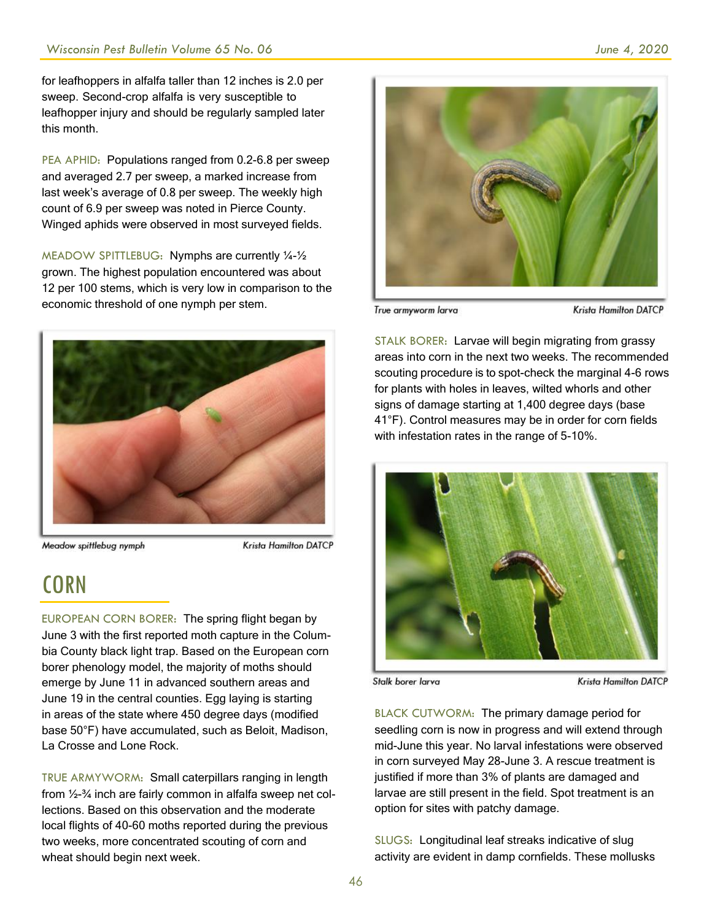for leafhoppers in alfalfa taller than 12 inches is 2.0 per sweep. Second-crop alfalfa is very susceptible to leafhopper injury and should be regularly sampled later this month.

PEA APHID: Populations ranged from 0.2-6.8 per sweep and averaged 2.7 per sweep, a marked increase from last week's average of 0.8 per sweep. The weekly high count of 6.9 per sweep was noted in Pierce County. Winged aphids were observed in most surveyed fields.

MEADOW SPITTLEBUG: Nymphs are currently ¼-½ grown. The highest population encountered was about 12 per 100 stems, which is very low in comparison to the economic threshold of one nymph per stem.

*Meadow spittlebug nymph* — *Krista Hamilton DATCP*

## CORN

EUROPEAN CORN BORER: The spring flight began by June 3 with the first reported moth capture in the Columbia County black light trap. Based on the European corn borer phenology model, the majority of moths should emerge by June 11 in advanced southern areas and June 19 in the central counties. Egg laying is starting in areas of the state where 450 degree days (modified base 50°F) have accumulated, such as Beloit, Madison, La Crosse and Lone Rock.

TRUE ARMYWORM: Small caterpillars ranging in length from ½-¾ inch are fairly common in alfalfa sweep net collections. Based on this observation and the moderate local flights of 40-60 moths reported during the previous two weeks, more concentrated scouting of corn and wheat should begin next week.

*True armyworm larva* — *Krista Hamilton DATCP*

STALK BORER: Larvae will begin migrating from grassy areas into corn in the next two weeks. The recommended scouting procedure is to spot-check the marginal 4-6 rows for plants with holes in leaves, wilted whorls and other signs of damage starting at 1,400 degree days (base 41°F). Control measures may be in order for corn fields with infestation rates in the range of 5-10%.

*Stalk borer larva* — *Krista Hamilton DATCP*

BLACK CUTWORM: The primary damage period for seedling corn is now in progress and will extend through mid-June this year. No larval infestations were observed in corn surveyed May 28-June 3. A rescue treatment is justified if more than 3% of plants are damaged and larvae are still present in the field. Spot treatment is an option for sites with patchy damage.

SLUGS: Longitudinal leaf streaks indicative of slug activity are evident in damp cornfields. These mollusks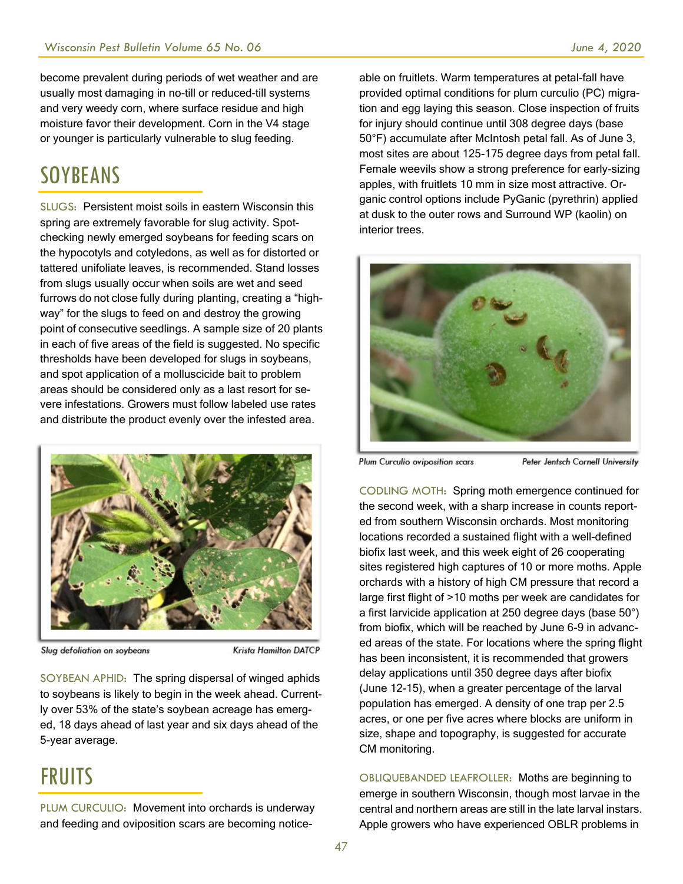become prevalent during periods of wet weather and are usually most damaging in no-till or reduced-till systems and very weedy corn, where surface residue and high moisture favor their development. Corn in the V4 stage or younger is particularly vulnerable to slug feeding.

## SOYBEANS

SLUGS: Persistent moist soils in eastern Wisconsin this spring are extremely favorable for slug activity. Spot-checking newly emerged soybeans for feeding scars on the hypocotyls and cotyledons, as well as for distorted or tattered unifoliate leaves, is recommended. Stand losses from slugs usually occur when soils are wet and seed furrows do not close fully during planting, creating a "highway" for the slugs to feed on and destroy the growing point of consecutive seedlings. A sample size of 20 plants in each of five areas of the field is suggested. No specific thresholds have been developed for slugs in soybeans, and spot application of a molluscicide bait to problem areas should be considered only as a last resort for severe infestations. Growers must follow labeled use rates and distribute the product evenly over the infested area.

*Slug defoliation on soybeans* — Krista Hamilton DATCP

SOYBEAN APHID: The spring dispersal of winged aphids to soybeans is likely to begin in the week ahead. Currently over 53% of the state's soybean acreage has emerged, 18 days ahead of last year and six days ahead of the 5-year average.

## FRUITS

PLUM CURCULIO: Movement into orchards is underway and feeding and oviposition scars are becoming noticeable on fruitlets. Warm temperatures at petal-fall have provided optimal conditions for plum curculio (PC) migration and egg laying this season. Close inspection of fruits for injury should continue until 308 degree days (base 50°F) accumulate after McIntosh petal fall. As of June 3, most sites are about 125-175 degree days from petal fall. Female weevils show a strong preference for early-sizing apples, with fruitlets 10 mm in size most attractive. Organic control options include PyGanic (pyrethrin) applied at dusk to the outer rows and Surround WP (kaolin) on interior trees.

*Plum Curculio oviposition scars* — Peter Jentsch Cornell University

CODLING MOTH: Spring moth emergence continued for the second week, with a sharp increase in counts reported from southern Wisconsin orchards. Most monitoring locations recorded a sustained flight with a well-defined biofix last week, and this week eight of 26 cooperating sites registered high captures of 10 or more moths. Apple orchards with a history of high CM pressure that record a large first flight of >10 moths per week are candidates for a first larvicide application at 250 degree days (base 50°) from biofix, which will be reached by June 6-9 in advanced areas of the state. For locations where the spring flight has been inconsistent, it is recommended that growers delay applications until 350 degree days after biofix (June 12-15), when a greater percentage of the larval population has emerged. A density of one trap per 2.5 acres, or one per five acres where blocks are uniform in size, shape and topography, is suggested for accurate CM monitoring.

OBLIQUEBANDED LEAFROLLER: Moths are beginning to emerge in southern Wisconsin, though most larvae in the central and northern areas are still in the late larval instars. Apple growers who have experienced OBLR problems in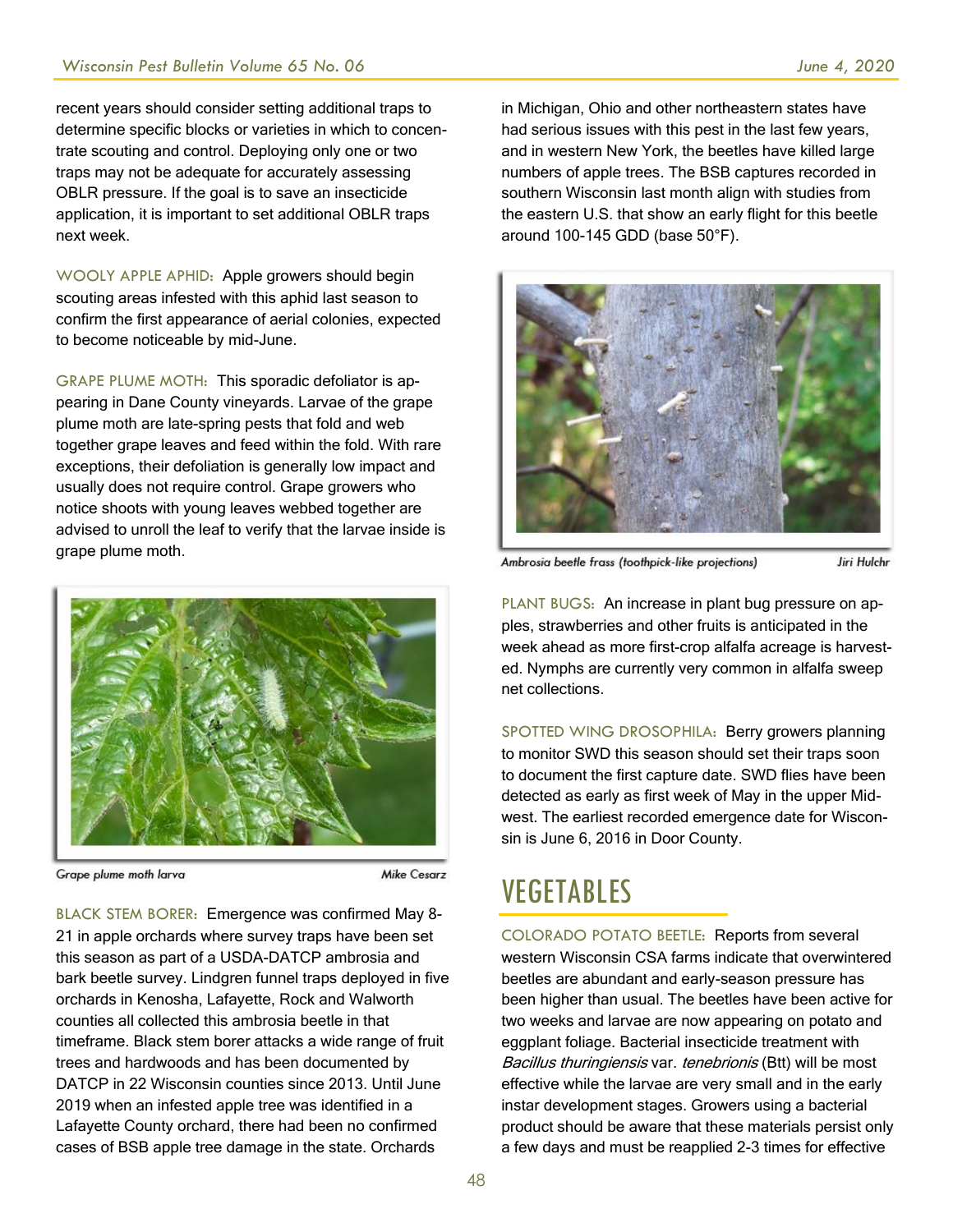recent years should consider setting additional traps to determine specific blocks or varieties in which to concentrate scouting and control. Deploying only one or two traps may not be adequate for accurately assessing OBLR pressure. If the goal is to save an insecticide application, it is important to set additional OBLR traps next week.

WOOLY APPLE APHID: Apple growers should begin scouting areas infested with this aphid last season to confirm the first appearance of aerial colonies, expected to become noticeable by mid-June.

GRAPE PLUME MOTH: This sporadic defoliator is appearing in Dane County vineyards. Larvae of the grape plume moth are late-spring pests that fold and web together grape leaves and feed within the fold. With rare exceptions, their defoliation is generally low impact and usually does not require control. Grape growers who notice shoots with young leaves webbed together are advised to unroll the leaf to verify that the larvae inside is grape plume moth.

*Grape plume moth larva* — Mike Cesarz

BLACK STEM BORER: Emergence was confirmed May 8-21 in apple orchards where survey traps have been set this season as part of a USDA-DATCP ambrosia and bark beetle survey. Lindgren funnel traps deployed in five orchards in Kenosha, Lafayette, Rock and Walworth counties all collected this ambrosia beetle in that timeframe. Black stem borer attacks a wide range of fruit trees and hardwoods and has been documented by DATCP in 22 Wisconsin counties since 2013. Until June 2019 when an infested apple tree was identified in a Lafayette County orchard, there had been no confirmed cases of BSB apple tree damage in the state. Orchards in Michigan, Ohio and other northeastern states have had serious issues with this pest in the last few years, and in western New York, the beetles have killed large numbers of apple trees. The BSB captures recorded in southern Wisconsin last month align with studies from the eastern U.S. that show an early flight for this beetle around 100-145 GDD (base 50°F).

*Ambrosia beetle frass (toothpick-like projections)* — Jiri Hulchr

PLANT BUGS: An increase in plant bug pressure on apples, strawberries and other fruits is anticipated in the week ahead as more first-crop alfalfa acreage is harvested. Nymphs are currently very common in alfalfa sweep net collections.

SPOTTED WING DROSOPHILA: Berry growers planning to monitor SWD this season should set their traps soon to document the first capture date. SWD flies have been detected as early as first week of May in the upper Midwest. The earliest recorded emergence date for Wisconsin is June 6, 2016 in Door County.

# VEGETABLES

COLORADO POTATO BEETLE: Reports from several western Wisconsin CSA farms indicate that overwintered beetles are abundant and early-season pressure has been higher than usual. The beetles have been active for two weeks and larvae are now appearing on potato and eggplant foliage. Bacterial insecticide treatment with *Bacillus thuringiensis* var. *tenebrionis* (Btt) will be most effective while the larvae are very small and in the early instar development stages. Growers using a bacterial product should be aware that these materials persist only a few days and must be reapplied 2-3 times for effective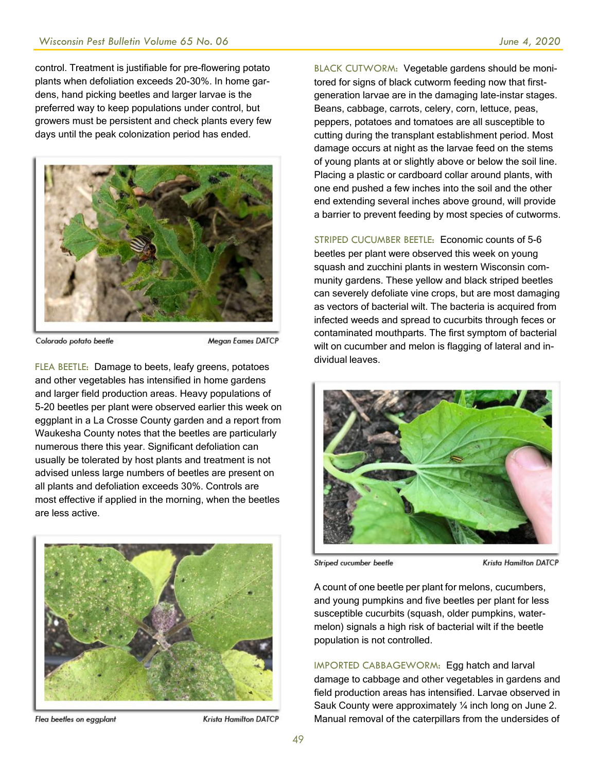control. Treatment is justifiable for pre-flowering potato plants when defoliation exceeds 20-30%. In home gardens, hand picking beetles and larger larvae is the preferred way to keep populations under control, but growers must be persistent and check plants every few days until the peak colonization period has ended.

*Colorado potato beetle* — *Megan Eames DATCP*

FLEA BEETLE: Damage to beets, leafy greens, potatoes and other vegetables has intensified in home gardens and larger field production areas. Heavy populations of 5-20 beetles per plant were observed earlier this week on eggplant in a La Crosse County garden and a report from Waukesha County notes that the beetles are particularly numerous there this year. Significant defoliation can usually be tolerated by host plants and treatment is not advised unless large numbers of beetles are present on all plants and defoliation exceeds 30%. Controls are most effective if applied in the morning, when the beetles are less active.

*Flea beetles on eggplant* — *Krista Hamilton DATCP*

BLACK CUTWORM: Vegetable gardens should be monitored for signs of black cutworm feeding now that first-generation larvae are in the damaging late-instar stages. Beans, cabbage, carrots, celery, corn, lettuce, peas, peppers, potatoes and tomatoes are all susceptible to cutting during the transplant establishment period. Most damage occurs at night as the larvae feed on the stems of young plants at or slightly above or below the soil line. Placing a plastic or cardboard collar around plants, with one end pushed a few inches into the soil and the other end extending several inches above ground, will provide a barrier to prevent feeding by most species of cutworms.

STRIPED CUCUMBER BEETLE: Economic counts of 5-6 beetles per plant were observed this week on young squash and zucchini plants in western Wisconsin community gardens. These yellow and black striped beetles can severely defoliate vine crops, but are most damaging as vectors of bacterial wilt. The bacteria is acquired from infected weeds and spread to cucurbits through feces or contaminated mouthparts. The first symptom of bacterial wilt on cucumber and melon is flagging of lateral and individual leaves.

*Striped cucumber beetle* — *Krista Hamilton DATCP*

A count of one beetle per plant for melons, cucumbers, and young pumpkins and five beetles per plant for less susceptible cucurbits (squash, older pumpkins, watermelon) signals a high risk of bacterial wilt if the beetle population is not controlled.

IMPORTED CABBAGEWORM: Egg hatch and larval damage to cabbage and other vegetables in gardens and field production areas has intensified. Larvae observed in Sauk County were approximately ¼ inch long on June 2. Manual removal of the caterpillars from the undersides of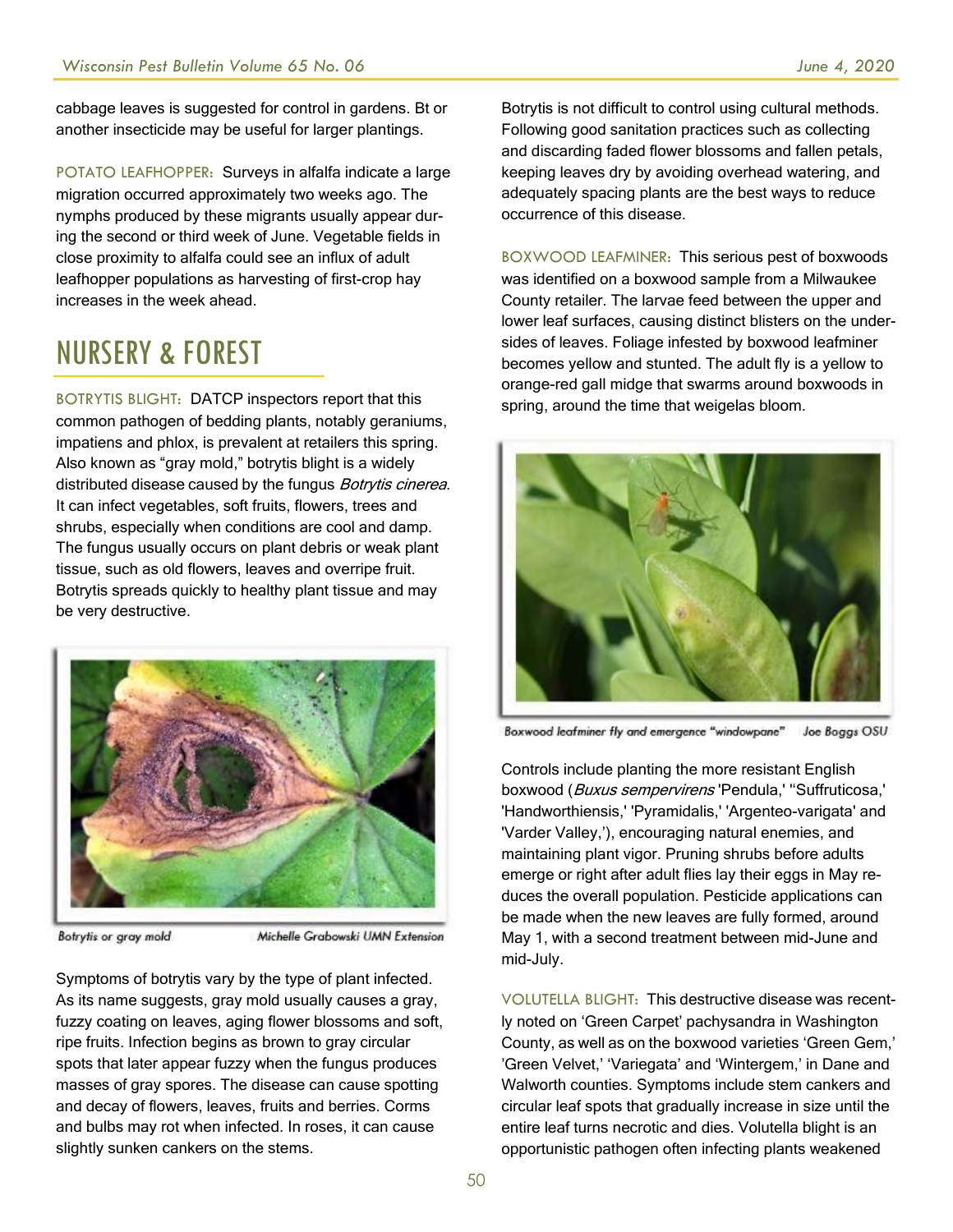cabbage leaves is suggested for control in gardens. Bt or another insecticide may be useful for larger plantings.

POTATO LEAFHOPPER: Surveys in alfalfa indicate a large migration occurred approximately two weeks ago. The nymphs produced by these migrants usually appear during the second or third week of June. Vegetable fields in close proximity to alfalfa could see an influx of adult leafhopper populations as harvesting of first-crop hay increases in the week ahead.

## NURSERY & FOREST

BOTRYTIS BLIGHT: DATCP inspectors report that this common pathogen of bedding plants, notably geraniums, impatiens and phlox, is prevalent at retailers this spring. Also known as "gray mold," botrytis blight is a widely distributed disease caused by the fungus *Botrytis cinerea*. It can infect vegetables, soft fruits, flowers, trees and shrubs, especially when conditions are cool and damp. The fungus usually occurs on plant debris or weak plant tissue, such as old flowers, leaves and overripe fruit. Botrytis spreads quickly to healthy plant tissue and may be very destructive.

Botrytis or gray mold — Michelle Grabowski UMN Extension

Symptoms of botrytis vary by the type of plant infected. As its name suggests, gray mold usually causes a gray, fuzzy coating on leaves, aging flower blossoms and soft, ripe fruits. Infection begins as brown to gray circular spots that later appear fuzzy when the fungus produces masses of gray spores. The disease can cause spotting and decay of flowers, leaves, fruits and berries. Corms and bulbs may rot when infected. In roses, it can cause slightly sunken cankers on the stems.

Botrytis is not difficult to control using cultural methods. Following good sanitation practices such as collecting and discarding faded flower blossoms and fallen petals, keeping leaves dry by avoiding overhead watering, and adequately spacing plants are the best ways to reduce occurrence of this disease.

BOXWOOD LEAFMINER: This serious pest of boxwoods was identified on a boxwood sample from a Milwaukee County retailer. The larvae feed between the upper and lower leaf surfaces, causing distinct blisters on the undersides of leaves. Foliage infested by boxwood leafminer becomes yellow and stunted. The adult fly is a yellow to orange-red gall midge that swarms around boxwoods in spring, around the time that weigelas bloom.

Boxwood leafminer fly and emergence "windowpane" — Joe Boggs OSU

Controls include planting the more resistant English boxwood (*Buxus sempervirens* 'Pendula,' ''Suffruticosa,' 'Handworthiensis,' 'Pyramidalis,' 'Argenteo-varigata' and 'Varder Valley,'), encouraging natural enemies, and maintaining plant vigor. Pruning shrubs before adults emerge or right after adult flies lay their eggs in May reduces the overall population. Pesticide applications can be made when the new leaves are fully formed, around May 1, with a second treatment between mid-June and mid-July.

VOLUTELLA BLIGHT: This destructive disease was recently noted on 'Green Carpet' pachysandra in Washington County, as well as on the boxwood varieties 'Green Gem,' 'Green Velvet,' 'Variegata' and 'Wintergem,' in Dane and Walworth counties. Symptoms include stem cankers and circular leaf spots that gradually increase in size until the entire leaf turns necrotic and dies. Volutella blight is an opportunistic pathogen often infecting plants weakened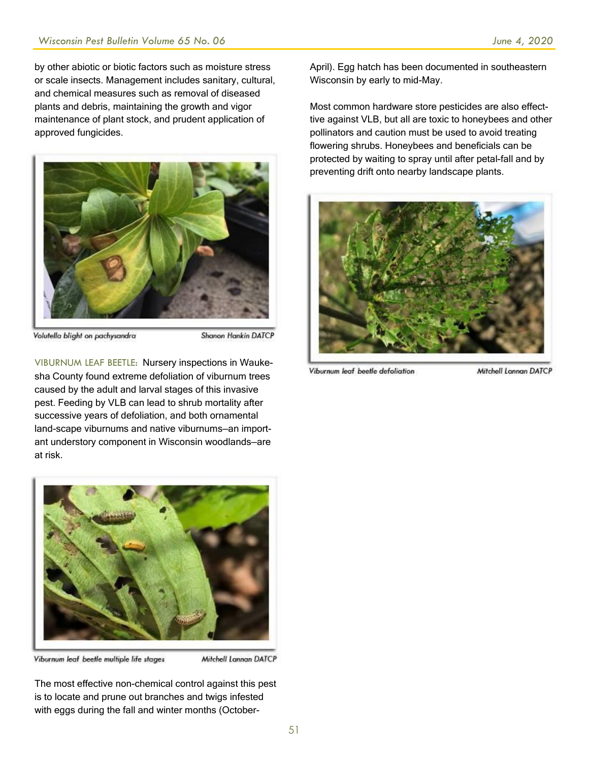by other abiotic or biotic factors such as moisture stress or scale insects. Management includes sanitary, cultural, and chemical measures such as removal of diseased plants and debris, maintaining the growth and vigor maintenance of plant stock, and prudent application of approved fungicides.

*Volutella blight on pachysandra* — Shanon Hankin DATCP

VIBURNUM LEAF BEETLE: Nursery inspections in Waukesha County found extreme defoliation of viburnum trees caused by the adult and larval stages of this invasive pest. Feeding by VLB can lead to shrub mortality after successive years of defoliation, and both ornamental land-scape viburnums and native viburnums—an important understory component in Wisconsin woodlands—are at risk.

*Viburnum leaf beetle multiple life stages* — Mitchell Lannan DATCP

The most effective non-chemical control against this pest is to locate and prune out branches and twigs infested with eggs during the fall and winter months (October-April). Egg hatch has been documented in southeastern Wisconsin by early to mid-May.

Most common hardware store pesticides are also effective against VLB, but all are toxic to honeybees and other pollinators and caution must be used to avoid treating flowering shrubs. Honeybees and beneficials can be protected by waiting to spray until after petal-fall and by preventing drift onto nearby landscape plants.

*Viburnum leaf beetle defoliation* — Mitchell Lannan DATCP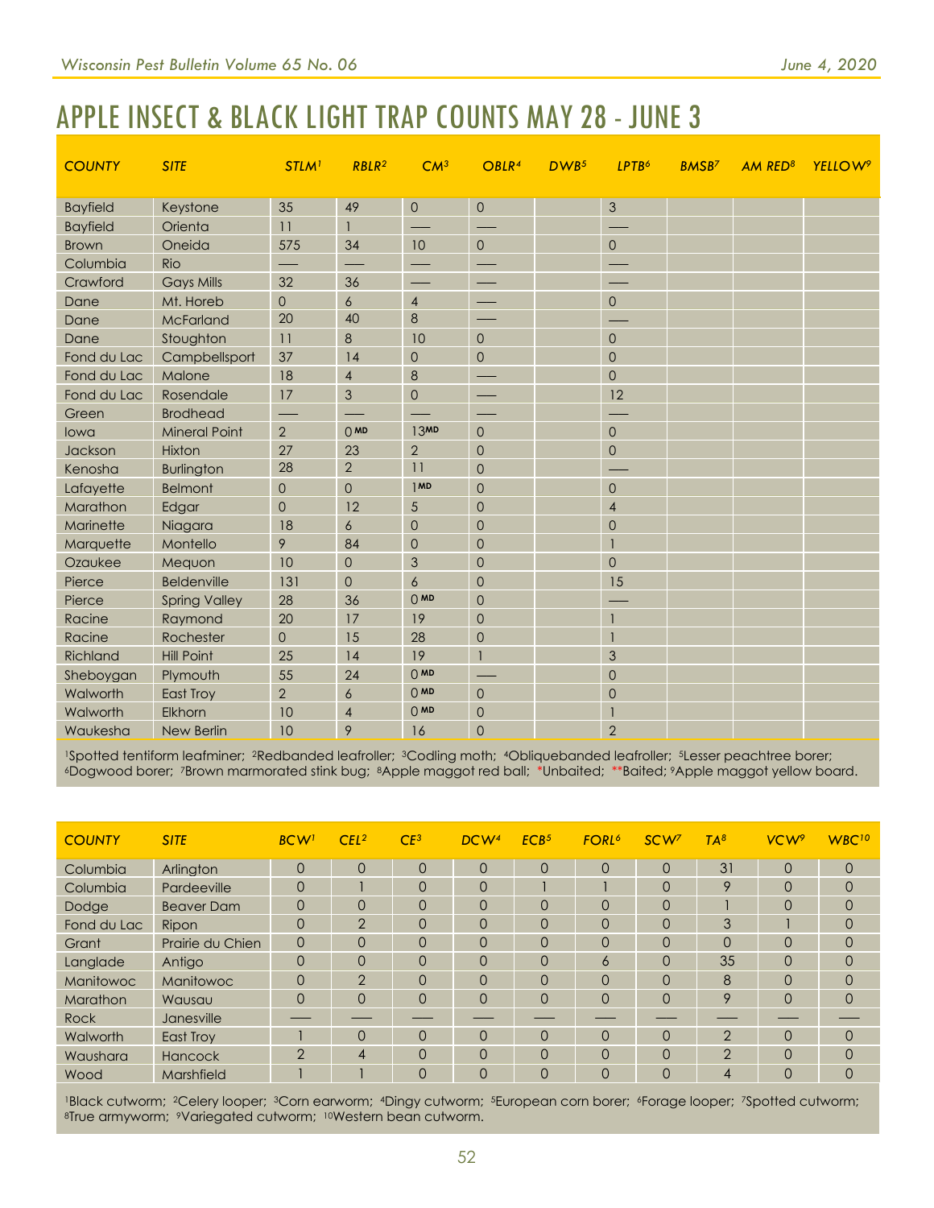# APPLE INSECT & BLACK LIGHT TRAP COUNTS MAY 28 - JUNE 3

| COUNTY | SITE | STLM[1] | RBLR[2] | CM[3] | OBLR[4] | DWB[5] | LPTB[6] | BMSB[7] | AM RED[8] | YELLOW[9] |
|---|---|---|---|---|---|---|---|---|---|---|
| Bayfield | Keystone | 35 | 49 | 0 | 0 | | 3 | | | |
| Bayfield | Orienta | 11 | 1 | — | — | | — | | | |
| Brown | Oneida | 575 | 34 | 10 | 0 | | 0 | | | |
| Columbia | Rio | — | — | — | — | | — | | | |
| Crawford | Gays Mills | 32 | 36 | — | — | | — | | | |
| Dane | Mt. Horeb | 0 | 6 | 4 | — | | 0 | | | |
| Dane | McFarland | 20 | 40 | 8 | — | | — | | | |
| Dane | Stoughton | 11 | 8 | 10 | 0 | | 0 | | | |
| Fond du Lac | Campbellsport | 37 | 14 | 0 | 0 | | 0 | | | |
| Fond du Lac | Malone | 18 | 4 | 8 | — | | 0 | | | |
| Fond du Lac | Rosendale | 17 | 3 | 0 | — | | 12 | | | |
| Green | Brodhead | — | — | — | — | | — | | | |
| Iowa | Mineral Point | 2 | 0 MD | 13MD | 0 | | 0 | | | |
| Jackson | Hixton | 27 | 23 | 2 | 0 | | 0 | | | |
| Kenosha | Burlington | 28 | 2 | 11 | 0 | | — | | | |
| Lafayette | Belmont | 0 | 0 | 1MD | 0 | | 0 | | | |
| Marathon | Edgar | 0 | 12 | 5 | 0 | | 4 | | | |
| Marinette | Niagara | 18 | 6 | 0 | 0 | | 0 | | | |
| Marquette | Montello | 9 | 84 | 0 | 0 | | 1 | | | |
| Ozaukee | Mequon | 10 | 0 | 3 | 0 | | 0 | | | |
| Pierce | Beldenville | 131 | 0 | 6 | 0 | | 15 | | | |
| Pierce | Spring Valley | 28 | 36 | 0 MD | 0 | | — | | | |
| Racine | Raymond | 20 | 17 | 19 | 0 | | 1 | | | |
| Racine | Rochester | 0 | 15 | 28 | 0 | | 1 | | | |
| Richland | Hill Point | 25 | 14 | 19 | 1 | | 3 | | | |
| Sheboygan | Plymouth | 55 | 24 | 0 MD | — | | 0 | | | |
| Walworth | East Troy | 2 | 6 | 0 MD | 0 | | 0 | | | |
| Walworth | Elkhorn | 10 | 4 | 0 MD | 0 | | 1 | | | |
| Waukesha | New Berlin | 10 | 9 | 16 | 0 | | 2 | | | |

[1]Spotted tentiform leafminer; [2]Redbanded leafroller; [3]Codling moth; [4]Obliquebanded leafroller; [5]Lesser peachtree borer; [6]Dogwood borer; [7]Brown marmorated stink bug; [8]Apple maggot red ball; *Unbaited; **Baited; [9]Apple maggot yellow board.

| COUNTY | SITE | BCW[1] | CEL[2] | CE[3] | DCW[4] | ECB[5] | FORL[6] | SCW[7] | TA[8] | VCW[9] | WBC[10] |
|---|---|---|---|---|---|---|---|---|---|---|---|
| Columbia | Arlington | 0 | 0 | 0 | 0 | 0 | 0 | 0 | 31 | 0 | 0 |
| Columbia | Pardeeville | 0 | 1 | 0 | 0 | 1 | 1 | 0 | 9 | 0 | 0 |
| Dodge | Beaver Dam | 0 | 0 | 0 | 0 | 0 | 0 | 0 | 1 | 0 | 0 |
| Fond du Lac | Ripon | 0 | 2 | 0 | 0 | 0 | 0 | 0 | 3 | 1 | 0 |
| Grant | Prairie du Chien | 0 | 0 | 0 | 0 | 0 | 0 | 0 | 0 | 0 | 0 |
| Langlade | Antigo | 0 | 0 | 0 | 0 | 0 | 6 | 0 | 35 | 0 | 0 |
| Manitowoc | Manitowoc | 0 | 2 | 0 | 0 | 0 | 0 | 0 | 8 | 0 | 0 |
| Marathon | Wausau | 0 | 0 | 0 | 0 | 0 | 0 | 0 | 9 | 0 | 0 |
| Rock | Janesville | — | — | — | — | — | — | — | — | — | — |
| Walworth | East Troy | 1 | 0 | 0 | 0 | 0 | 0 | 0 | 2 | 0 | 0 |
| Waushara | Hancock | 2 | 4 | 0 | 0 | 0 | 0 | 0 | 2 | 0 | 0 |
| Wood | Marshfield | 1 | 1 | 0 | 0 | 0 | 0 | 0 | 4 | 0 | 0 |

[1]Black cutworm; [2]Celery looper; [3]Corn earworm; [4]Dingy cutworm; [5]European corn borer; [6]Forage looper; [7]Spotted cutworm; [8]True armyworm; [9]Variegated cutworm; [10]Western bean cutworm.